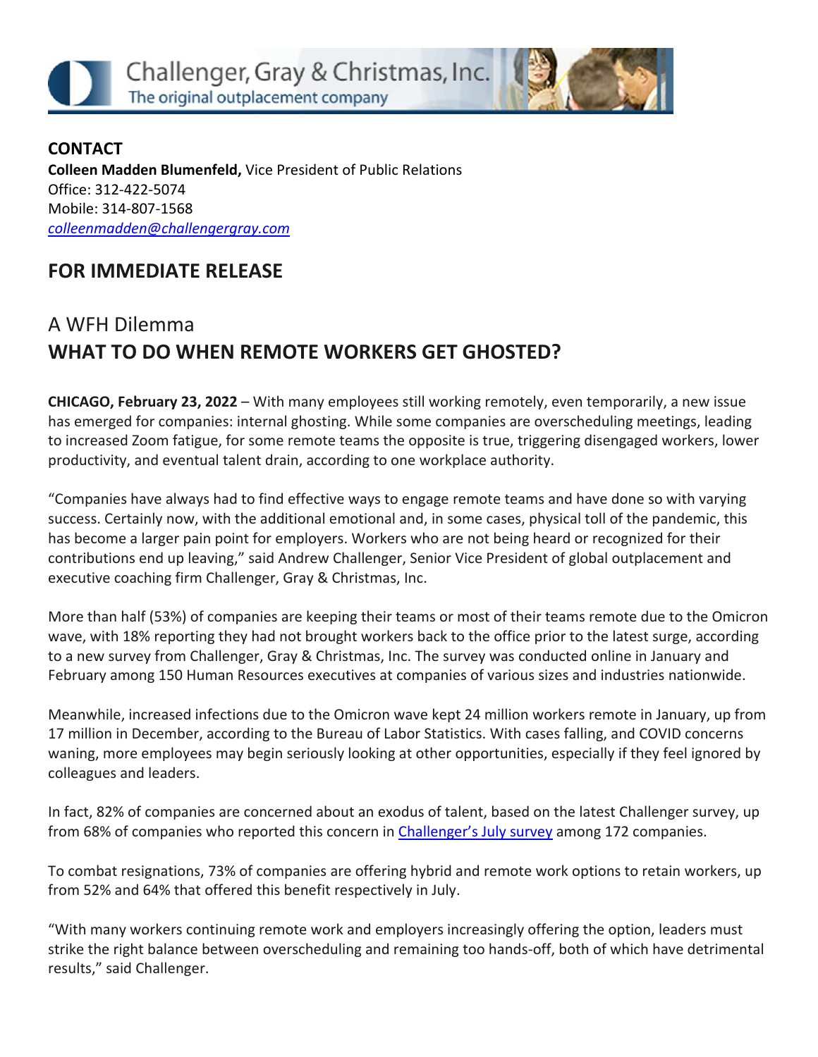Challenger, Gray & Christmas, Inc.
The original outplacement company

**CONTACT**
**Colleen Madden Blumenfeld,** Vice President of Public Relations
Office: 312-422-5074
Mobile: 314-807-1568
*colleenmadden@challengergray.com*

## FOR IMMEDIATE RELEASE

## A WFH Dilemma
## WHAT TO DO WHEN REMOTE WORKERS GET GHOSTED?

**CHICAGO, February 23, 2022** – With many employees still working remotely, even temporarily, a new issue has emerged for companies: internal ghosting. While some companies are overscheduling meetings, leading to increased Zoom fatigue, for some remote teams the opposite is true, triggering disengaged workers, lower productivity, and eventual talent drain, according to one workplace authority.

"Companies have always had to find effective ways to engage remote teams and have done so with varying success. Certainly now, with the additional emotional and, in some cases, physical toll of the pandemic, this has become a larger pain point for employers. Workers who are not being heard or recognized for their contributions end up leaving," said Andrew Challenger, Senior Vice President of global outplacement and executive coaching firm Challenger, Gray & Christmas, Inc.

More than half (53%) of companies are keeping their teams or most of their teams remote due to the Omicron wave, with 18% reporting they had not brought workers back to the office prior to the latest surge, according to a new survey from Challenger, Gray & Christmas, Inc. The survey was conducted online in January and February among 150 Human Resources executives at companies of various sizes and industries nationwide.

Meanwhile, increased infections due to the Omicron wave kept 24 million workers remote in January, up from 17 million in December, according to the Bureau of Labor Statistics. With cases falling, and COVID concerns waning, more employees may begin seriously looking at other opportunities, especially if they feel ignored by colleagues and leaders.

In fact, 82% of companies are concerned about an exodus of talent, based on the latest Challenger survey, up from 68% of companies who reported this concern in Challenger's July survey among 172 companies.

To combat resignations, 73% of companies are offering hybrid and remote work options to retain workers, up from 52% and 64% that offered this benefit respectively in July.

"With many workers continuing remote work and employers increasingly offering the option, leaders must strike the right balance between overscheduling and remaining too hands-off, both of which have detrimental results," said Challenger.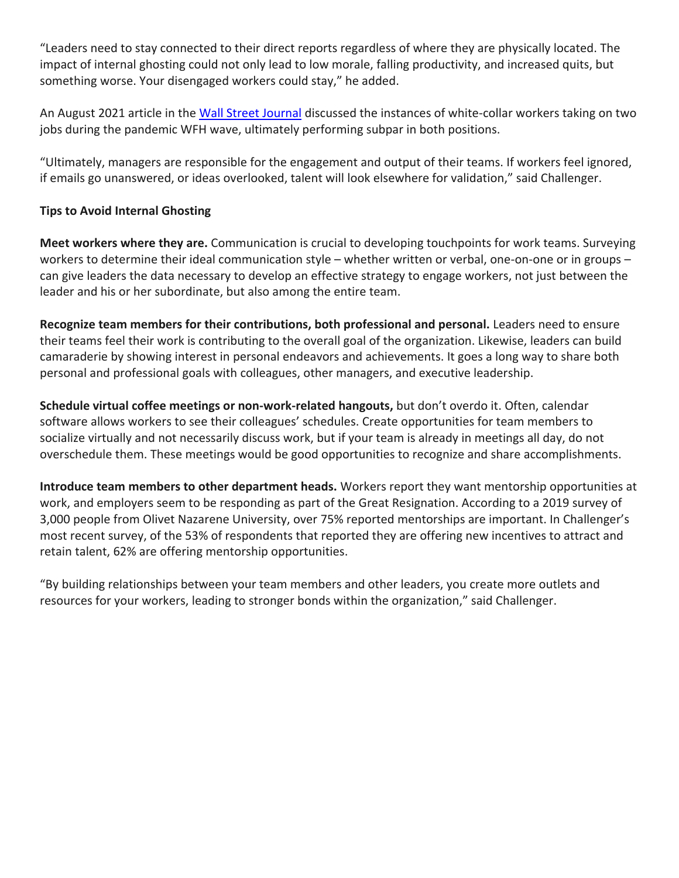"Leaders need to stay connected to their direct reports regardless of where they are physically located. The impact of internal ghosting could not only lead to low morale, falling productivity, and increased quits, but something worse. Your disengaged workers could stay," he added.

An August 2021 article in the Wall Street Journal discussed the instances of white-collar workers taking on two jobs during the pandemic WFH wave, ultimately performing subpar in both positions.

"Ultimately, managers are responsible for the engagement and output of their teams. If workers feel ignored, if emails go unanswered, or ideas overlooked, talent will look elsewhere for validation," said Challenger.

**Tips to Avoid Internal Ghosting**

**Meet workers where they are.** Communication is crucial to developing touchpoints for work teams. Surveying workers to determine their ideal communication style – whether written or verbal, one-on-one or in groups – can give leaders the data necessary to develop an effective strategy to engage workers, not just between the leader and his or her subordinate, but also among the entire team.

**Recognize team members for their contributions, both professional and personal.** Leaders need to ensure their teams feel their work is contributing to the overall goal of the organization. Likewise, leaders can build camaraderie by showing interest in personal endeavors and achievements. It goes a long way to share both personal and professional goals with colleagues, other managers, and executive leadership.

**Schedule virtual coffee meetings or non-work-related hangouts,** but don't overdo it. Often, calendar software allows workers to see their colleagues' schedules. Create opportunities for team members to socialize virtually and not necessarily discuss work, but if your team is already in meetings all day, do not overschedule them. These meetings would be good opportunities to recognize and share accomplishments.

**Introduce team members to other department heads.** Workers report they want mentorship opportunities at work, and employers seem to be responding as part of the Great Resignation. According to a 2019 survey of 3,000 people from Olivet Nazarene University, over 75% reported mentorships are important. In Challenger's most recent survey, of the 53% of respondents that reported they are offering new incentives to attract and retain talent, 62% are offering mentorship opportunities.

"By building relationships between your team members and other leaders, you create more outlets and resources for your workers, leading to stronger bonds within the organization," said Challenger.